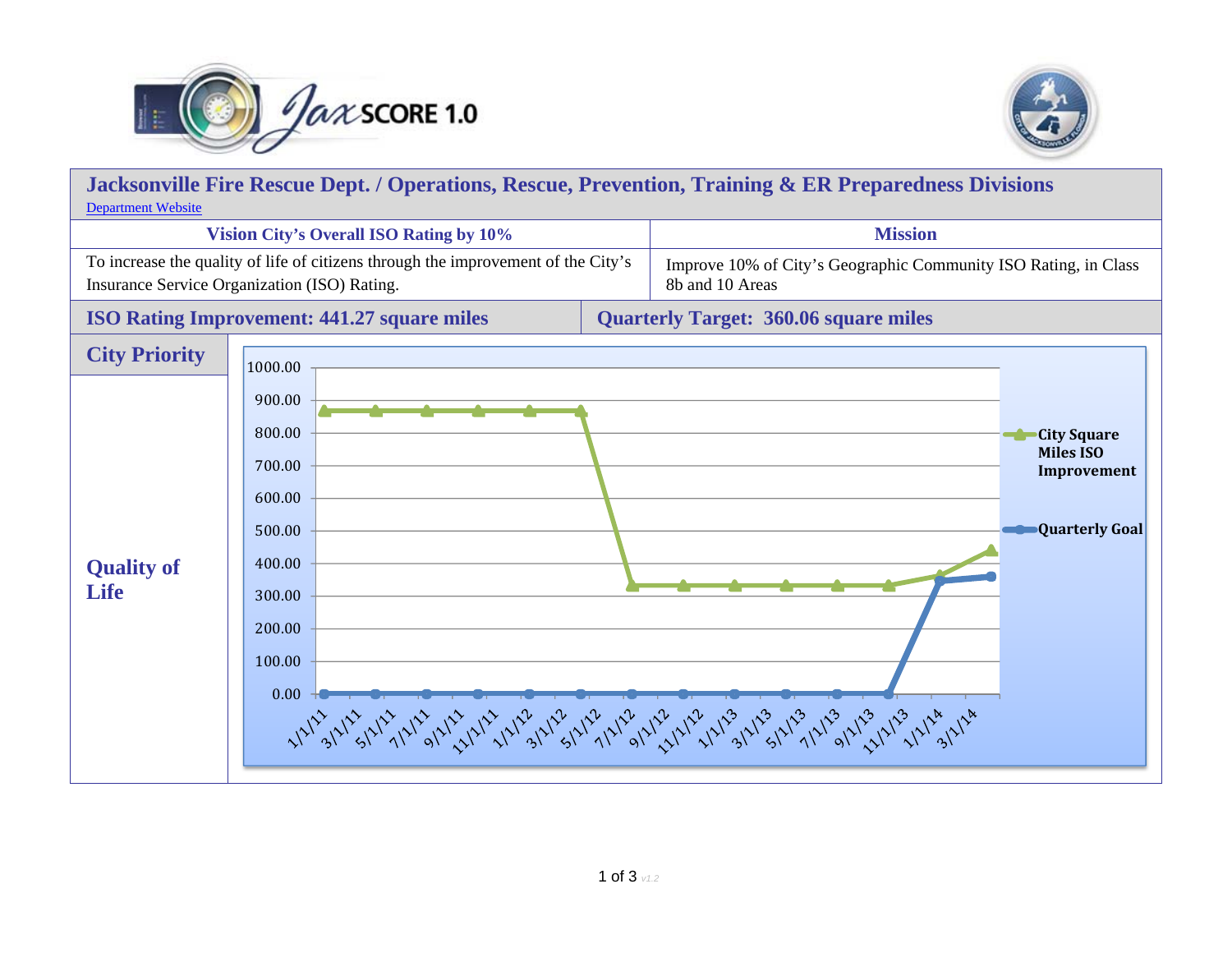# Jacksonville Fire Rescue Dept. / Operations, Rescue, Prevention, Training & ER Preparedness Divisions

Department Website

| Vision City's Overall ISO Rating by 10% | Mission |
|---|---|
| To increase the quality of life of citizens through the improvement of the City's Insurance Service Organization (ISO) Rating. | Improve 10% of City's Geographic Community ISO Rating, in Class 8b and 10 Areas |

| ISO Rating Improvement: 441.27 square miles | Quarterly Target: 360.06 square miles |
|---|---|

## City Priority

**Quality of Life**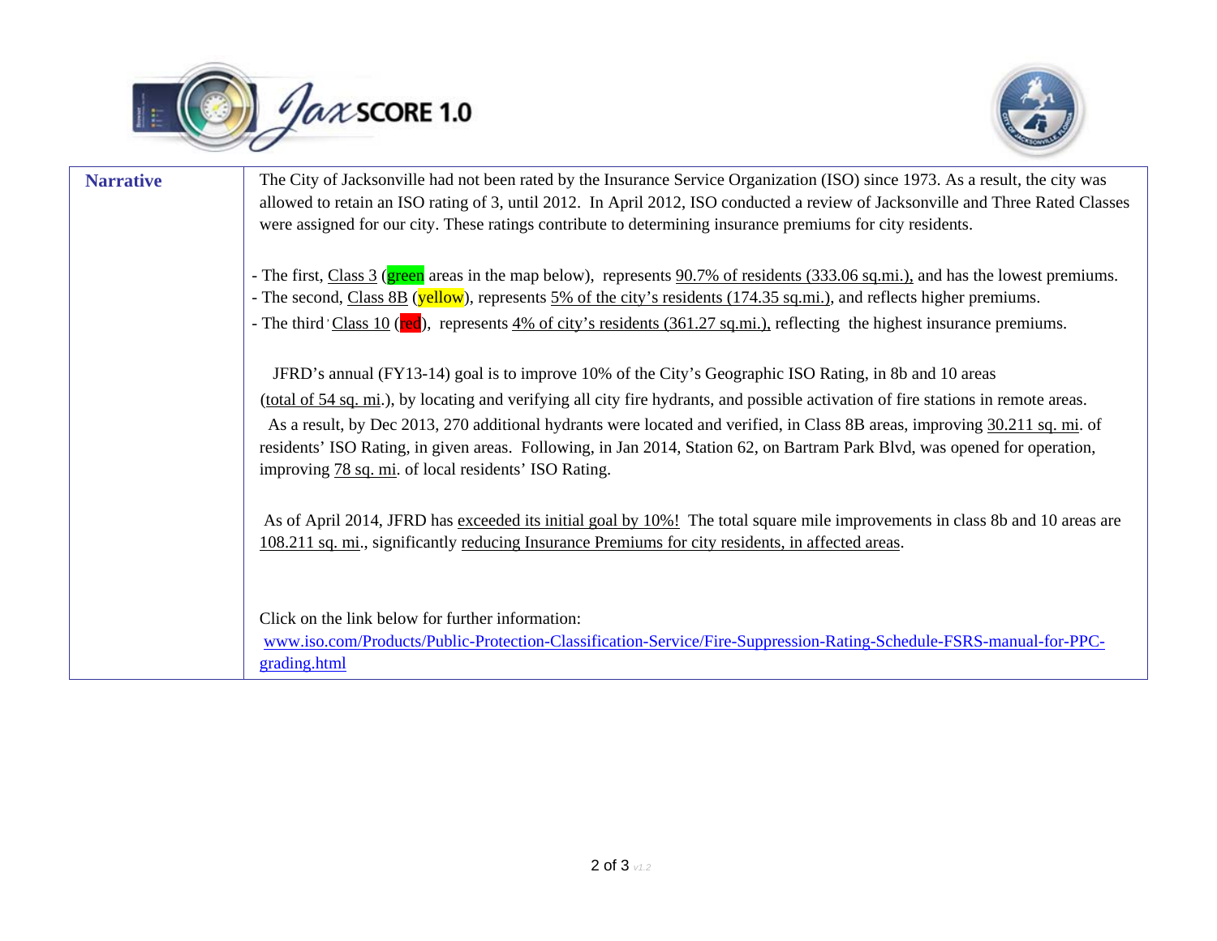**Narrative**

The City of Jacksonville had not been rated by the Insurance Service Organization (ISO) since 1973. As a result, the city was allowed to retain an ISO rating of 3, until 2012. In April 2012, ISO conducted a review of Jacksonville and Three Rated Classes were assigned for our city. These ratings contribute to determining insurance premiums for city residents.

- The first, Class 3 (green areas in the map below), represents 90.7% of residents (333.06 sq.mi.), and has the lowest premiums.
- The second, Class 8B (yellow), represents 5% of the city's residents (174.35 sq.mi.), and reflects higher premiums.
- The third, Class 10 (red), represents 4% of city's residents (361.27 sq.mi.), reflecting the highest insurance premiums.

JFRD's annual (FY13-14) goal is to improve 10% of the City's Geographic ISO Rating, in 8b and 10 areas (total of 54 sq. mi.), by locating and verifying all city fire hydrants, and possible activation of fire stations in remote areas. As a result, by Dec 2013, 270 additional hydrants were located and verified, in Class 8B areas, improving 30.211 sq. mi. of residents' ISO Rating, in given areas. Following, in Jan 2014, Station 62, on Bartram Park Blvd, was opened for operation, improving 78 sq. mi. of local residents' ISO Rating.

As of April 2014, JFRD has exceeded its initial goal by 10%! The total square mile improvements in class 8b and 10 areas are 108.211 sq. mi., significantly reducing Insurance Premiums for city residents, in affected areas.

Click on the link below for further information:
[www.iso.com/Products/Public-Protection-Classification-Service/Fire-Suppression-Rating-Schedule-FSRS-manual-for-PPC-grading.html](www.iso.com/Products/Public-Protection-Classification-Service/Fire-Suppression-Rating-Schedule-FSRS-manual-for-PPC-grading.html)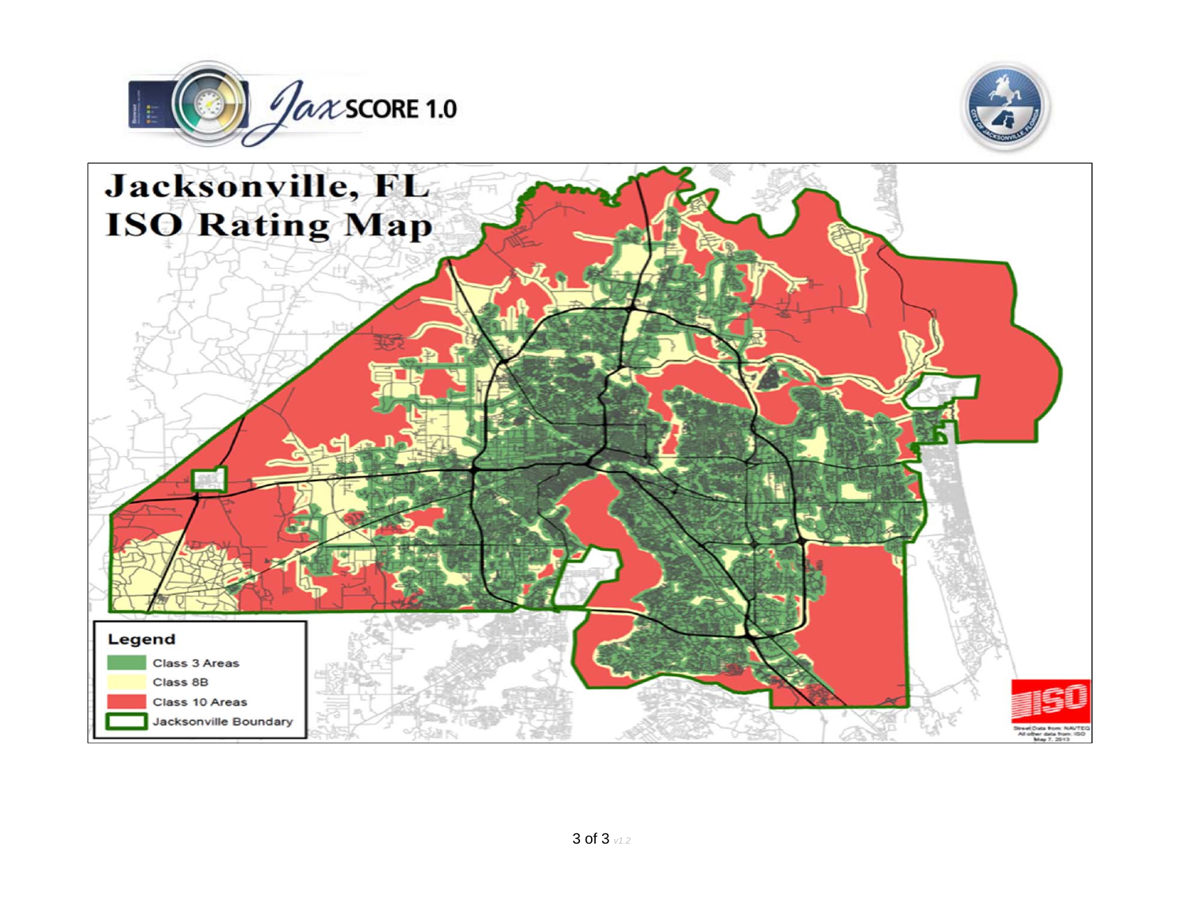JaxSCORE 1.0

# Jacksonville, FL ISO Rating Map

Legend

Class 3 Areas

Class 8B

Class 10 Areas

Jacksonville Boundary

ISO

Street Data from: NAVTEQ
All other data from: ISO
May 7, 2013